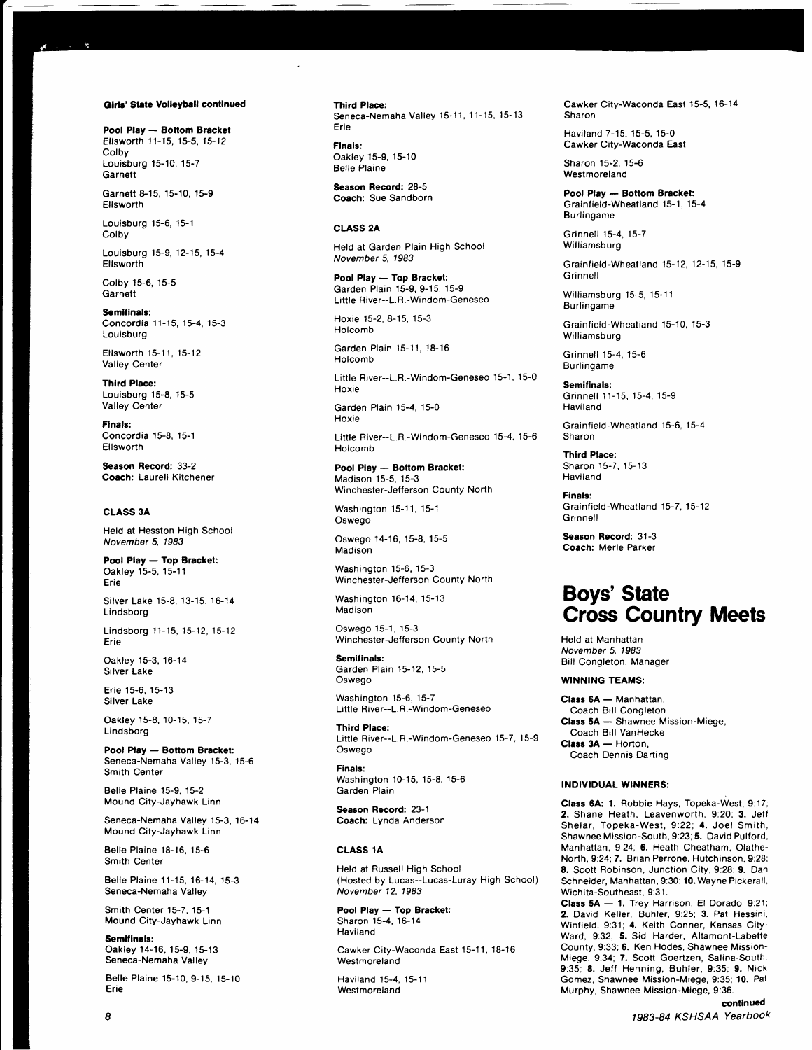**Girls' State Volleyball continued**

**Pool Play — Bottom Bracket**
Ellsworth 11-15, 15-5, 15-12
Colby
Louisburg 15-10, 15-7
Garnett

Garnett 8-15, 15-10, 15-9
Ellsworth

Louisburg 15-6, 15-1
Colby

Louisburg 15-9, 12-15, 15-4
Ellsworth

Colby 15-6, 15-5
Garnett

**Semifinals:**
Concordia 11-15, 15-4, 15-3
Louisburg

Ellsworth 15-11, 15-12
Valley Center

**Third Place:**
Louisburg 15-8, 15-5
Valley Center

**Finals:**
Concordia 15-8, 15-1
Ellsworth

**Season Record:** 33-2
**Coach:** Laureli Kitchener

### CLASS 3A

Held at Hesston High School
*November 5, 1983*

**Pool Play — Top Bracket:**
Oakley 15-5, 15-11
Erie

Silver Lake 15-8, 13-15, 16-14
Lindsborg

Lindsborg 11-15, 15-12, 15-12
Erie

Oakley 15-3, 16-14
Silver Lake

Erie 15-6, 15-13
Silver Lake

Oakley 15-8, 10-15, 15-7
Lindsborg

**Pool Play — Bottom Bracket:**
Seneca-Nemaha Valley 15-3, 15-6
Smith Center

Belle Plaine 15-9, 15-2
Mound City-Jayhawk Linn

Seneca-Nemaha Valley 15-3, 16-14
Mound City-Jayhawk Linn

Belle Plaine 18-16, 15-6
Smith Center

Belle Plaine 11-15, 16-14, 15-3
Seneca-Nemaha Valley

Smith Center 15-7, 15-1
Mound City-Jayhawk Linn

**Semifinals:**
Oakley 14-16, 15-9, 15-13
Seneca-Nemaha Valley

Belle Plaine 15-10, 9-15, 15-10
Erie

**Third Place:**
Seneca-Nemaha Valley 15-11, 11-15, 15-13
Erie

**Finals:**
Oakley 15-9, 15-10
Belle Plaine

**Season Record:** 28-5
**Coach:** Sue Sandborn

### CLASS 2A

Held at Garden Plain High School
*November 5, 1983*

**Pool Play — Top Bracket:**
Garden Plain 15-9, 9-15, 15-9
Little River--L.R.-Windom-Geneseo

Hoxie 15-2, 8-15, 15-3
Holcomb

Garden Plain 15-11, 18-16
Holcomb

Little River--L.R.-Windom-Geneseo 15-1, 15-0
Hoxie

Garden Plain 15-4, 15-0
Hoxie

Little River--L.R.-Windom-Geneseo 15-4, 15-6
Holcomb

**Pool Play — Bottom Bracket:**
Madison 15-5, 15-3
Winchester-Jefferson County North

Washington 15-11, 15-1
Oswego

Oswego 14-16, 15-8, 15-5
Madison

Washington 15-6, 15-3
Winchester-Jefferson County North

Washington 16-14, 15-13
Madison

Oswego 15-1, 15-3
Winchester-Jefferson County North

**Semifinals:**
Garden Plain 15-12, 15-5
Oswego

Washington 15-6, 15-7
Little River--L.R.-Windom-Geneseo

**Third Place:**
Little River--L.R.-Windom-Geneseo 15-7, 15-9
Oswego

**Finals:**
Washington 10-15, 15-8, 15-6
Garden Plain

**Season Record:** 23-1
**Coach:** Lynda Anderson

### CLASS 1A

Held at Russell High School
(Hosted by Lucas--Lucas-Luray High School)
*November 12, 1983*

**Pool Play — Top Bracket:**
Sharon 15-4, 16-14
Haviland

Cawker City-Waconda East 15-11, 18-16
Westmoreland

Haviland 15-4, 15-11
Westmoreland

Cawker City-Waconda East 15-5, 16-14
Sharon

Haviland 7-15, 15-5, 15-0
Cawker City-Waconda East

Sharon 15-2, 15-6
Westmoreland

**Pool Play — Bottom Bracket:**
Grainfield-Wheatland 15-1, 15-4
Burlingame

Grinnell 15-4, 15-7
Williamsburg

Grainfield-Wheatland 15-12, 12-15, 15-9
Grinnell

Williamsburg 15-5, 15-11
Burlingame

Grainfield-Wheatland 15-10, 15-3
Williamsburg

Grinnell 15-4, 15-6
Burlingame

**Semifinals:**
Grinnell 11-15, 15-4, 15-9
Haviland

Grainfield-Wheatland 15-6, 15-4
Sharon

**Third Place:**
Sharon 15-7, 15-13
Haviland

**Finals:**
Grainfield-Wheatland 15-7, 15-12
Grinnell

**Season Record:** 31-3
**Coach:** Merle Parker

# Boys' State Cross Country Meets

Held at Manhattan
*November 5, 1983*
Bill Congleton, Manager

**WINNING TEAMS:**

**Class 6A** — Manhattan, Coach Bill Congleton
**Class 5A** — Shawnee Mission-Miege, Coach Bill VanHecke
**Class 3A** — Horton, Coach Dennis Darting

**INDIVIDUAL WINNERS:**

**Class 6A: 1.** Robbie Hays, Topeka-West, 9:17; **2.** Shane Heath, Leavenworth, 9:20; **3.** Jeff Shelar, Topeka-West, 9:22; **4.** Joel Smith, Shawnee Mission-South, 9:23; **5.** David Pulford, Manhattan, 9:24; **6.** Heath Cheatham, Olathe-North, 9:24; **7.** Brian Perrone, Hutchinson, 9:28; **8.** Scott Robinson, Junction City, 9:28; **9.** Dan Schneider, Manhattan, 9:30; **10.** Wayne Pickerall, Wichita-Southeast, 9:31.

**Class 5A — 1.** Trey Harrison, El Dorado, 9:21; **2.** David Keller, Buhler, 9:25; **3.** Pat Hessini, Winfield, 9:31; **4.** Keith Conner, Kansas City-Ward, 9:32; **5.** Sid Harder, Altamont-Labette County, 9:33; **6.** Ken Hodes, Shawnee Mission-Miege, 9:34; **7.** Scott Goertzen, Salina-South, 9:35; **8.** Jeff Henning, Buhler, 9:35; **9.** Nick Gomez, Shawnee Mission-Miege, 9:35; **10.** Pat Murphy, Shawnee Mission-Miege, 9:36.

**continued**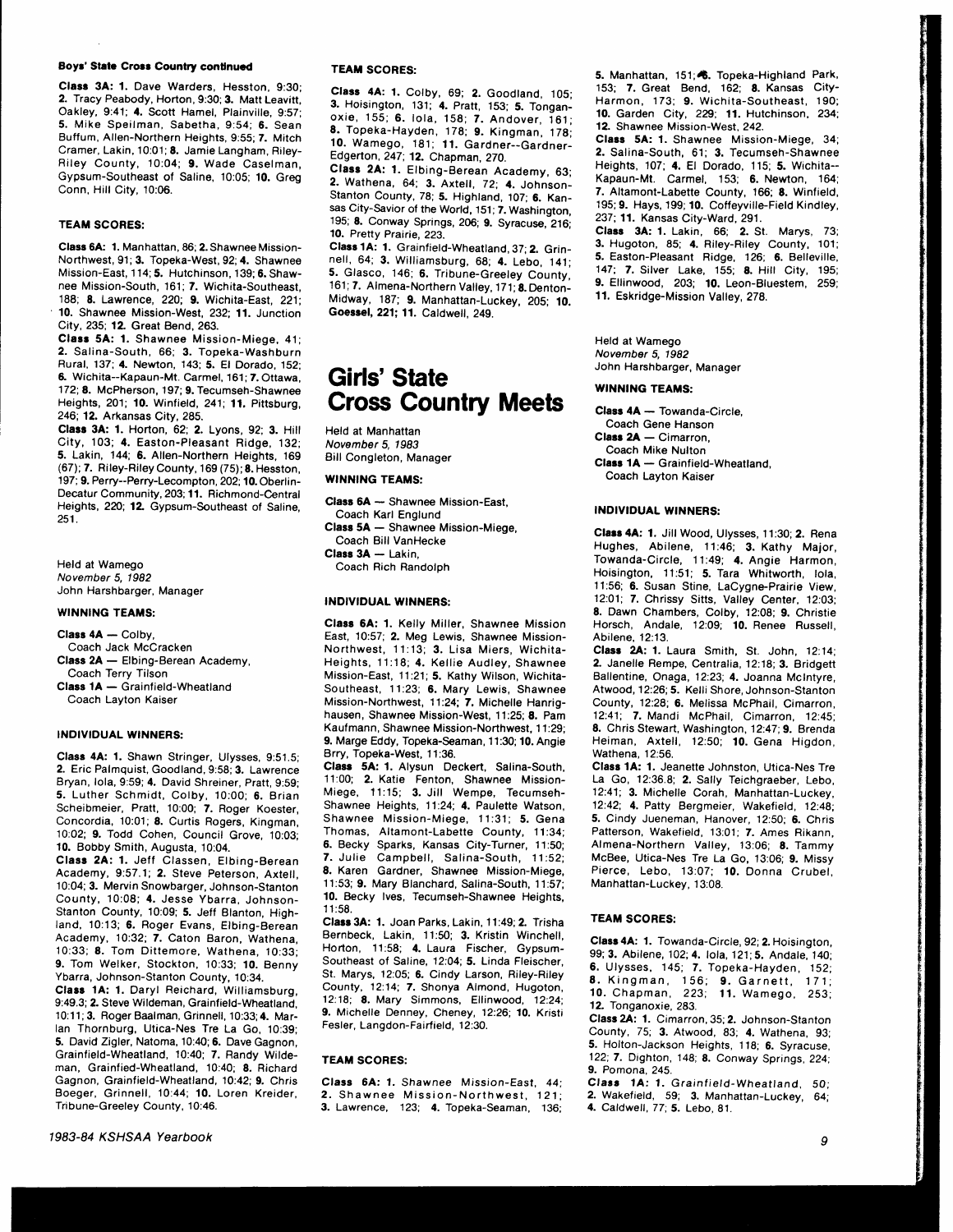**Boys' State Cross Country continued**

**Class 3A:** 1. Dave Warders, Hesston, 9:30; 2. Tracy Peabody, Horton, 9:30; 3. Matt Leavitt, Oakley, 9:41; 4. Scott Hamel, Plainville, 9:57; 5. Mike Speilman, Sabetha, 9:54; 6. Sean Buffum, Allen-Northern Heights, 9:55; 7. Mitch Cramer, Lakin, 10:01; 8. Jamie Langham, Riley-Riley County, 10:04; 9. Wade Caselman, Gypsum-Southeast of Saline, 10:05; 10. Greg Conn, Hill City, 10:06.

#### TEAM SCORES:

**Class 6A:** 1. Manhattan, 86; 2. Shawnee Mission-Northwest, 91; 3. Topeka-West, 92; 4. Shawnee Mission-East, 114; 5. Hutchinson, 139; 6. Shawnee Mission-South, 161; 7. Wichita-Southeast, 188; 8. Lawrence, 220; 9. Wichita-East, 221; 10. Shawnee Mission-West, 232; 11. Junction City, 235; 12. Great Bend, 263.

**Class 5A:** 1. Shawnee Mission-Miege, 41; 2. Salina-South, 66; 3. Topeka-Washburn Rural, 137; 4. Newton, 143; 5. El Dorado, 152; 6. Wichita--Kapaun-Mt. Carmel, 161; 7. Ottawa, 172; 8. McPherson, 197; 9. Tecumseh-Shawnee Heights, 201; 10. Winfield, 241; 11. Pittsburg, 246; 12. Arkansas City, 285.

**Class 3A:** 1. Horton, 62; 2. Lyons, 92; 3. Hill City, 103; 4. Easton-Pleasant Ridge, 132; 5. Lakin, 144; 6. Allen-Northern Heights, 169 (67); 7. Riley-Riley County, 169 (75); 8. Hesston, 197; 9. Perry--Perry-Lecompton, 202; 10. Oberlin-Decatur Community, 203; 11. Richmond-Central Heights, 220; 12. Gypsum-Southeast of Saline, 251.

Held at Wamego
*November 5, 1982*
John Harshbarger, Manager

#### WINNING TEAMS:

**Class 4A** — Colby,
Coach Jack McCracken
**Class 2A** — Elbing-Berean Academy,
Coach Terry Tilson
**Class 1A** — Grainfield-Wheatland
Coach Layton Kaiser

#### INDIVIDUAL WINNERS:

**Class 4A:** 1. Shawn Stringer, Ulysses, 9:51.5; 2. Eric Palmquist, Goodland, 9:58; 3. Lawrence Bryan, Iola, 9:59; 4. David Shreiner, Pratt, 9:59; 5. Luther Schmidt, Colby, 10:00; 6. Brian Scheibmeier, Pratt, 10:00; 7. Roger Koester, Concordia, 10:01; 8. Curtis Rogers, Kingman, 10:02; 9. Todd Cohen, Council Grove, 10:03; 10. Bobby Smith, Augusta, 10:04.

**Class 2A:** 1. Jeff Classen, Elbing-Berean Academy, 9:57.1; 2. Steve Peterson, Axtell, 10:04; 3. Mervin Snowbarger, Johnson-Stanton County, 10:08; 4. Jesse Ybarra, Johnson-Stanton County, 10:09; 5. Jeff Blanton, Highland, 10:13; 6. Roger Evans, Elbing-Berean Academy, 10:32; 7. Caton Baron, Wathena, 10:33; 8. Tom Dittemore, Wathena, 10:33; 9. Tom Welker, Stockton, 10:33; 10. Benny Ybarra, Johnson-Stanton County, 10:34.

**Class 1A:** 1. Daryl Reichard, Williamsburg, 9:49.3; 2. Steve Wildeman, Grainfield-Wheatland, 10:11; 3. Roger Baalman, Grinnell, 10:33; 4. Marlan Thornburg, Utica-Nes Tre La Go, 10:39; 5. David Zigler, Natoma, 10:40; 6. Dave Gagnon, Grainfield-Wheatland, 10:40; 7. Randy Wildeman, Grainfied-Wheatland, 10:40; 8. Richard Gagnon, Grainfield-Wheatland, 10:42; 9. Chris Boeger, Grinnell, 10:44; 10. Loren Kreider, Tribune-Greeley County, 10:46.

#### TEAM SCORES:

**Class 4A:** 1. Colby, 69; 2. Goodland, 105; 3. Hoisington, 131; 4. Pratt, 153; 5. Tonganoxie, 155; 6. Iola, 158; 7. Andover, 161; 8. Topeka-Hayden, 178; 9. Kingman, 178; 10. Wamego, 181; 11. Gardner--Gardner-Edgerton, 247; 12. Chapman, 270.

**Class 2A:** 1. Elbing-Berean Academy, 63; 2. Wathena, 64; 3. Axtell, 72; 4. Johnson-Stanton County, 78; 5. Highland, 107; 6. Kansas City-Savior of the World, 151; 7. Washington, 195; 8. Conway Springs, 206; 9. Syracuse, 216; 10. Pretty Prairie, 223.

**Class 1A:** 1. Grainfield-Wheatland, 37; 2. Grinnell, 64; 3. Williamsburg, 68; 4. Lebo, 141; 5. Glasco, 146; 6. Tribune-Greeley County, 161; 7. Almena-Northern Valley, 171; 8. Denton-Midway, 187; 9. Manhattan-Luckey, 205; 10. **Goessel, 221;** 11. Caldwell, 249.

# Girls' State Cross Country Meets

Held at Manhattan
*November 5, 1983*
Bill Congleton, Manager

#### WINNING TEAMS:

**Class 6A** — Shawnee Mission-East,
Coach Karl Englund
**Class 5A** — Shawnee Mission-Miege,
Coach Bill VanHecke
**Class 3A** — Lakin,
Coach Rich Randolph

#### INDIVIDUAL WINNERS:

**Class 6A:** 1. Kelly Miller, Shawnee Mission East, 10:57; 2. Meg Lewis, Shawnee Mission-Northwest, 11:13; 3. Lisa Miers, Wichita-Heights, 11:18; 4. Kellie Audley, Shawnee Mission-East, 11:21; 5. Kathy Wilson, Wichita-Southeast, 11:23; 6. Mary Lewis, Shawnee Mission-Northwest, 11:24; 7. Michelle Hanrighausen, Shawnee Mission-West, 11:25; 8. Pam Kaufmann, Shawnee Mission-Northwest, 11:29; 9. Marge Eddy, Topeka-Seaman, 11:30; 10. Angie Brry, Topeka-West, 11:36.

**Class 5A:** 1. Alysun Deckert, Salina-South, 11:00; 2. Katie Fenton, Shawnee Mission-Miege, 11:15; 3. Jill Wempe, Tecumseh-Shawnee Heights, 11:24; 4. Paulette Watson, Shawnee Mission-Miege, 11:31; 5. Gena Thomas, Altamont-Labette County, 11:34; 6. Becky Sparks, Kansas City-Turner, 11:50; 7. Julie Campbell, Salina-South, 11:52; 8. Karen Gardner, Shawnee Mission-Miege, 11:53; 9. Mary Blanchard, Salina-South, 11:57; 10. Becky Ives, Tecumseh-Shawnee Heights, 11:58.

**Class 3A:** 1. Joan Parks, Lakin, 11:49; 2. Trisha Bernbeck, Lakin, 11:50; 3. Kristin Winchell, Horton, 11:58; 4. Laura Fischer, Gypsum-Southeast of Saline, 12:04; 5. Linda Fleischer, St. Marys, 12:05; 6. Cindy Larson, Riley-Riley County, 12:14; 7. Shonya Almond, Hugoton, 12:18; 8. Mary Simmons, Ellinwood, 12:24; 9. Michelle Denney, Cheney, 12:26; 10. Kristi Fesler, Langdon-Fairfield, 12:30.

#### TEAM SCORES:

**Class 6A:** 1. Shawnee Mission-East, 44; 2. Shawnee Mission-Northwest, 121; 3. Lawrence, 123; 4. Topeka-Seaman, 136; 5. Manhattan, 151; 6. Topeka-Highland Park, 153; 7. Great Bend, 162; 8. Kansas City-Harmon, 173; 9. Wichita-Southeast, 190; 10. Garden City, 229; 11. Hutchinson, 234; 12. Shawnee Mission-West, 242.

**Class 5A:** 1. Shawnee Mission-Miege, 34; 2. Salina-South, 61; 3. Tecumseh-Shawnee Heights, 107; 4. El Dorado, 115; 5. Wichita--Kapaun-Mt. Carmel, 153; 6. Newton, 164; 7. Altamont-Labette County, 166; 8. Winfield, 195; 9. Hays, 199; 10. Coffeyville-Field Kindley, 237; 11. Kansas City-Ward, 291.

**Class 3A:** 1. Lakin, 66; 2. St. Marys, 73; 3. Hugoton, 85; 4. Riley-Riley County, 101; 5. Easton-Pleasant Ridge, 126; 6. Belleville, 147; 7. Silver Lake, 155; 8. Hill City, 195; 9. Ellinwood, 203; 10. Leon-Bluestem, 259; 11. Eskridge-Mission Valley, 278.

Held at Wamego
*November 5, 1982*
John Harshbarger, Manager

#### WINNING TEAMS:

**Class 4A** — Towanda-Circle,
Coach Gene Hanson
**Class 2A** — Cimarron,
Coach Mike Nulton
**Class 1A** — Grainfield-Wheatland,
Coach Layton Kaiser

#### INDIVIDUAL WINNERS:

**Class 4A:** 1. Jill Wood, Ulysses, 11:30; 2. Rena Hughes, Abilene, 11:46; 3. Kathy Major, Towanda-Circle, 11:49; 4. Angie Harmon, Hoisington, 11:51; 5. Tara Whitworth, Iola, 11:56; 6. Susan Stine, LaCygne-Prairie View, 12:01; 7. Chrissy Sitts, Valley Center, 12:03; 8. Dawn Chambers, Colby, 12:08; 9. Christie Horsch, Andale, 12:09; 10. Renee Russell, Abilene, 12:13.

**Class 2A:** 1. Laura Smith, St. John, 12:14; 2. Janelle Rempe, Centralia, 12:18; 3. Bridgett Ballentine, Onaga, 12:23; 4. Joanna McIntyre, Atwood, 12:26; 5. Kelli Shore, Johnson-Stanton County, 12:28; 6. Melissa McPhail, Cimarron, 12:41; 7. Mandi McPhail, Cimarron, 12:45; 8. Chris Stewart, Washington, 12:47; 9. Brenda Heiman, Axtell, 12:50; 10. Gena Higdon, Wathena, 12:56.

**Class 1A:** 1. Jeanette Johnston, Utica-Nes Tre La Go, 12:36.8; 2. Sally Teichgraeber, Lebo, 12:41; 3. Michelle Corah, Manhattan-Luckey, 12:42; 4. Patty Bergmeier, Wakefield, 12:48; 5. Cindy Jueneman, Hanover, 12:50; 6. Chris Patterson, Wakefield, 13:01; 7. Ames Rikann, Almena-Northern Valley, 13:06; 8. Tammy McBee, Utica-Nes Tre La Go, 13:06; 9. Missy Pierce, Lebo, 13:07; 10. Donna Crubel, Manhattan-Luckey, 13:08.

#### TEAM SCORES:

**Class 4A:** 1. Towanda-Circle, 92; 2. Hoisington, 99; 3. Abilene, 102; 4. Iola, 121; 5. Andale, 140; 6. Ulysses, 145; 7. Topeka-Hayden, 152; 8. Kingman, 156; 9. Garnett, 171; 10. Chapman, 223; 11. Wamego, 253; 12. Tonganoxie, 283.

**Class 2A:** 1. Cimarron, 35; 2. Johnson-Stanton County, 75; 3. Atwood, 83; 4. Wathena, 93; 5. Holton-Jackson Heights, 118; 6. Syracuse, 122; 7. Dighton, 148; 8. Conway Springs, 224; 9. Pomona, 245.

**Class 1A:** 1. Grainfield-Wheatland, 50; 2. Wakefield, 59; 3. Manhattan-Luckey, 64; 4. Caldwell, 77; 5. Lebo, 81.